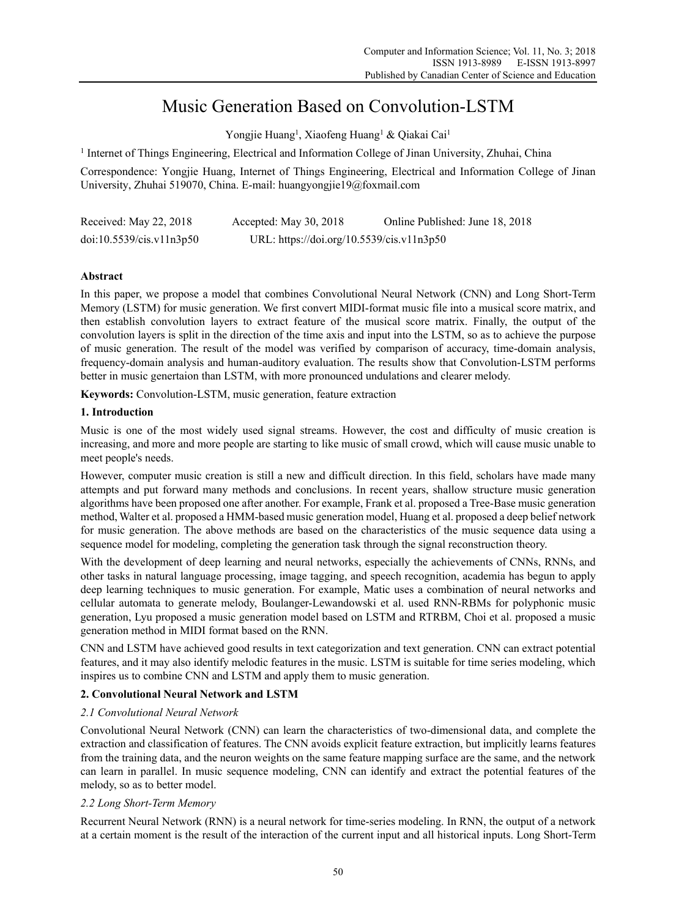# Music Generation Based on Convolution-LSTM

Yongjie Huang[1], Xiaofeng Huang[1] & Qiakai Cai[1]

[1] Internet of Things Engineering, Electrical and Information College of Jinan University, Zhuhai, China

Correspondence: Yongjie Huang, Internet of Things Engineering, Electrical and Information College of Jinan University, Zhuhai 519070, China. E-mail: huangyongjie19@foxmail.com

| Received: May 22, 2018 | Accepted: May 30, 2018 | Online Published: June 18, 2018 |
|---|---|---|
| doi:10.5539/cis.v11n3p50 | URL: https://doi.org/10.5539/cis.v11n3p50 | |

## Abstract

In this paper, we propose a model that combines Convolutional Neural Network (CNN) and Long Short-Term Memory (LSTM) for music generation. We first convert MIDI-format music file into a musical score matrix, and then establish convolution layers to extract feature of the musical score matrix. Finally, the output of the convolution layers is split in the direction of the time axis and input into the LSTM, so as to achieve the purpose of music generation. The result of the model was verified by comparison of accuracy, time-domain analysis, frequency-domain analysis and human-auditory evaluation. The results show that Convolution-LSTM performs better in music genertaion than LSTM, with more pronounced undulations and clearer melody.

**Keywords:** Convolution-LSTM, music generation, feature extraction

## 1. Introduction

Music is one of the most widely used signal streams. However, the cost and difficulty of music creation is increasing, and more and more people are starting to like music of small crowd, which will cause music unable to meet people's needs.

However, computer music creation is still a new and difficult direction. In this field, scholars have made many attempts and put forward many methods and conclusions. In recent years, shallow structure music generation algorithms have been proposed one after another. For example, Frank et al. proposed a Tree-Base music generation method, Walter et al. proposed a HMM-based music generation model, Huang et al. proposed a deep belief network for music generation. The above methods are based on the characteristics of the music sequence data using a sequence model for modeling, completing the generation task through the signal reconstruction theory.

With the development of deep learning and neural networks, especially the achievements of CNNs, RNNs, and other tasks in natural language processing, image tagging, and speech recognition, academia has begun to apply deep learning techniques to music generation. For example, Matic uses a combination of neural networks and cellular automata to generate melody, Boulanger-Lewandowski et al. used RNN-RBMs for polyphonic music generation, Lyu proposed a music generation model based on LSTM and RTRBM, Choi et al. proposed a music generation method in MIDI format based on the RNN.

CNN and LSTM have achieved good results in text categorization and text generation. CNN can extract potential features, and it may also identify melodic features in the music. LSTM is suitable for time series modeling, which inspires us to combine CNN and LSTM and apply them to music generation.

## 2. Convolutional Neural Network and LSTM

### *2.1 Convolutional Neural Network*

Convolutional Neural Network (CNN) can learn the characteristics of two-dimensional data, and complete the extraction and classification of features. The CNN avoids explicit feature extraction, but implicitly learns features from the training data, and the neuron weights on the same feature mapping surface are the same, and the network can learn in parallel. In music sequence modeling, CNN can identify and extract the potential features of the melody, so as to better model.

### *2.2 Long Short-Term Memory*

Recurrent Neural Network (RNN) is a neural network for time-series modeling. In RNN, the output of a network at a certain moment is the result of the interaction of the current input and all historical inputs. Long Short-Term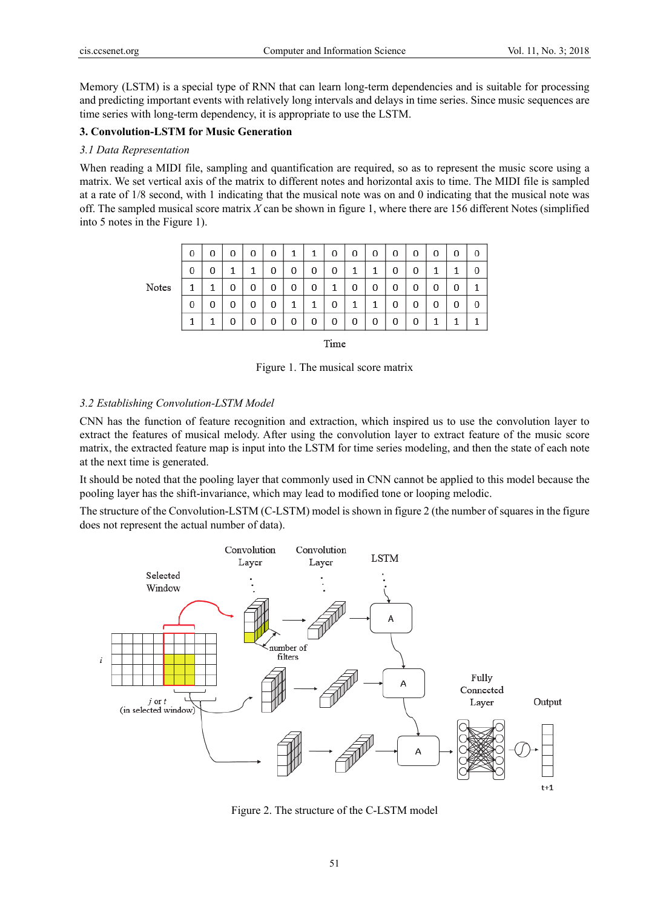Memory (LSTM) is a special type of RNN that can learn long-term dependencies and is suitable for processing and predicting important events with relatively long intervals and delays in time series. Since music sequences are time series with long-term dependency, it is appropriate to use the LSTM.

## 3. Convolution-LSTM for Music Generation

### *3.1 Data Representation*

When reading a MIDI file, sampling and quantification are required, so as to represent the music score using a matrix. We set vertical axis of the matrix to different notes and horizontal axis to time. The MIDI file is sampled at a rate of 1/8 second, with 1 indicating that the musical note was on and 0 indicating that the musical note was off. The sampled musical score matrix $X$ can be shown in figure 1, where there are 156 different Notes (simplified into 5 notes in the Figure 1).

| | | | | | | | | | | | | | | | |
|---|---|---|---|---|---|---|---|---|---|---|---|---|---|---|---|
| | 0 | 0 | 0 | 0 | 0 | 1 | 1 | 0 | 0 | 0 | 0 | 0 | 0 | 0 | 0 |
| | 0 | 0 | 1 | 1 | 0 | 0 | 0 | 0 | 1 | 1 | 0 | 0 | 1 | 1 | 0 |
| Notes | 1 | 1 | 0 | 0 | 0 | 0 | 0 | 1 | 0 | 0 | 0 | 0 | 0 | 0 | 1 |
| | 0 | 0 | 0 | 0 | 0 | 1 | 1 | 0 | 1 | 1 | 0 | 0 | 0 | 0 | 0 |
| | 1 | 1 | 0 | 0 | 0 | 0 | 0 | 0 | 0 | 0 | 0 | 0 | 1 | 1 | 1 |

Time

Figure 1. The musical score matrix

### *3.2 Establishing Convolution-LSTM Model*

CNN has the function of feature recognition and extraction, which inspired us to use the convolution layer to extract the features of musical melody. After using the convolution layer to extract feature of the music score matrix, the extracted feature map is input into the LSTM for time series modeling, and then the state of each note at the next time is generated.

It should be noted that the pooling layer that commonly used in CNN cannot be applied to this model because the pooling layer has the shift-invariance, which may lead to modified tone or looping melodic.

The structure of the Convolution-LSTM (C-LSTM) model is shown in figure 2 (the number of squares in the figure does not represent the actual number of data).

Figure 2. The structure of the C-LSTM model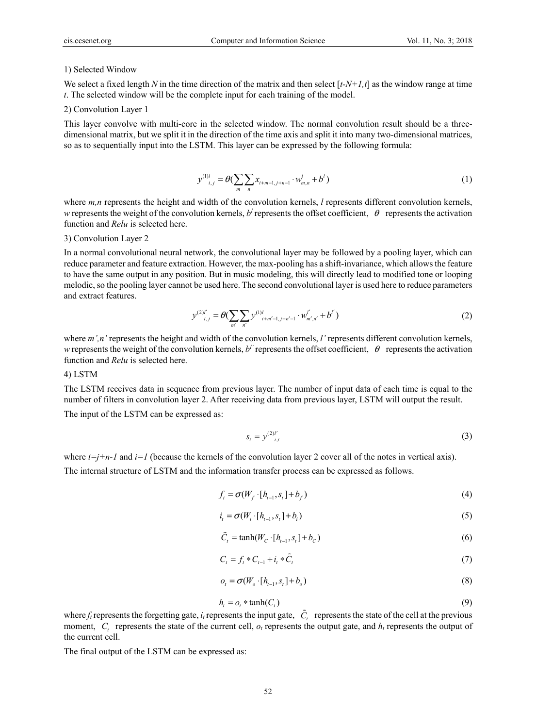1) Selected Window

We select a fixed length $N$ in the time direction of the matrix and then select $[t\text{-}N\text{+}1,t]$ as the window range at time $t$. The selected window will be the complete input for each training of the model.

2) Convolution Layer 1

This layer convolve with multi-core in the selected window. The normal convolution result should be a three-dimensional matrix, but we split it in the direction of the time axis and split it into many two-dimensional matrices, so as to sequentially input into the LSTM. This layer can be expressed by the following formula:

$$y^{(1)l}_{i,j} = \theta\left(\sum_{m}\sum_{n} x_{i+m-1,j+n-1} \cdot w^{l}_{m,n} + b^{l}\right) \tag{1}$$

where $m,n$ represents the height and width of the convolution kernels, $l$ represents different convolution kernels, $w$ represents the weight of the convolution kernels, $b^l$ represents the offset coefficient, $\theta$ represents the activation function and *Relu* is selected here.

3) Convolution Layer 2

In a normal convolutional neural network, the convolutional layer may be followed by a pooling layer, which can reduce parameter and feature extraction. However, the max-pooling has a shift-invariance, which allows the feature to have the same output in any position. But in music modeling, this will directly lead to modified tone or looping melodic, so the pooling layer cannot be used here. The second convolutional layer is used here to reduce parameters and extract features.

$$y^{(2)l'}_{i,j} = \theta\left(\sum_{m'}\sum_{n'} y^{(1)l}_{i+m'-1,j+n'-1} \cdot w^{l'}_{m',n'} + b^{l'}\right) \tag{2}$$

where $m',n'$ represents the height and width of the convolution kernels, $l'$ represents different convolution kernels, $w$ represents the weight of the convolution kernels, $b^{l'}$ represents the offset coefficient, $\theta$ represents the activation function and *Relu* is selected here.

4) LSTM

The LSTM receives data in sequence from previous layer. The number of input data of each time is equal to the number of filters in convolution layer 2. After receiving data from previous layer, LSTM will output the result.

The input of the LSTM can be expressed as:

$$s_t = y^{(2)l'}_{i,t} \tag{3}$$

where $t=j+n-1$ and $i=1$ (because the kernels of the convolution layer 2 cover all of the notes in vertical axis).

The internal structure of LSTM and the information transfer process can be expressed as follows.

$$f_t = \sigma(W_f \cdot [h_{t-1}, s_t] + b_f) \tag{4}$$

$$i_t = \sigma(W_i \cdot [h_{t-1}, s_t] + b_i) \tag{5}$$

$$\tilde{C}_t = \tanh(W_C \cdot [h_{t-1}, s_t] + b_C) \tag{6}$$

$$C_t = f_t * C_{t-1} + i_t * \tilde{C}_t \tag{7}$$

$$o_t = \sigma(W_o \cdot [h_{t-1}, s_t] + b_o) \tag{8}$$

$$h_t = o_t * \tanh(C_t) \tag{9}$$

where $f_t$ represents the forgetting gate, $i_t$ represents the input gate, $\tilde{C}_t$ represents the state of the cell at the previous moment, $C_t$ represents the state of the current cell, $o_t$ represents the output gate, and $h_t$ represents the output of the current cell.

The final output of the LSTM can be expressed as: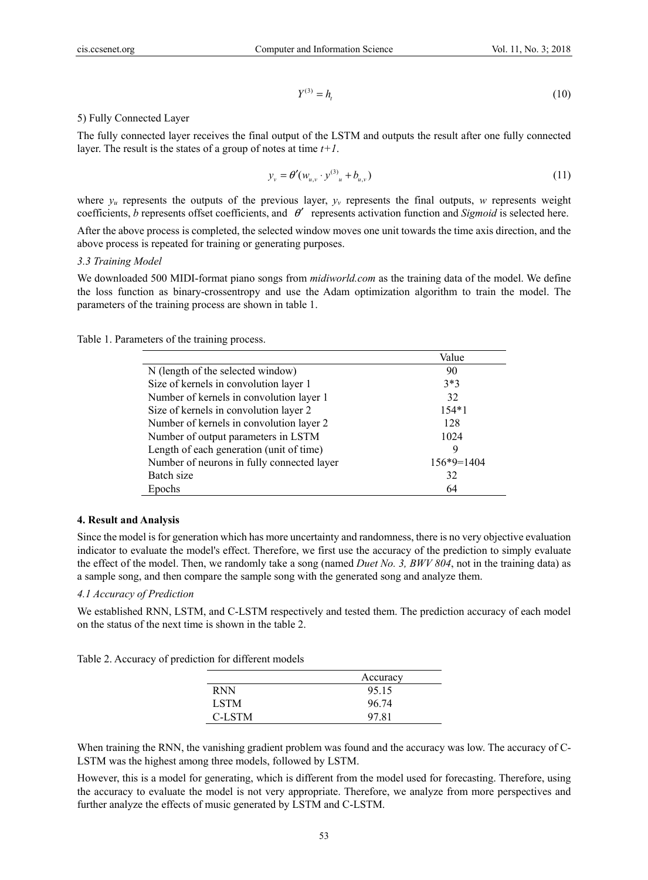$$Y^{(3)} = h_t \tag{10}$$

5) Fully Connected Layer

The fully connected layer receives the final output of the LSTM and outputs the result after one fully connected layer. The result is the states of a group of notes at time *t+1*.

$$y_v = \theta'(w_{u,v} \cdot y^{(3)}{}_u + b_{u,v}) \tag{11}$$

where $y_u$ represents the outputs of the previous layer, $y_v$ represents the final outputs, *w* represents weight coefficients, *b* represents offset coefficients, and $\theta'$ represents activation function and *Sigmoid* is selected here.

After the above process is completed, the selected window moves one unit towards the time axis direction, and the above process is repeated for training or generating purposes.

### 3.3 Training Model

We downloaded 500 MIDI-format piano songs from *midiworld.com* as the training data of the model. We define the loss function as binary-crossentropy and use the Adam optimization algorithm to train the model. The parameters of the training process are shown in table 1.

Table 1. Parameters of the training process.

| | Value |
|---|---|
| N (length of the selected window) | 90 |
| Size of kernels in convolution layer 1 | 3*3 |
| Number of kernels in convolution layer 1 | 32 |
| Size of kernels in convolution layer 2 | 154*1 |
| Number of kernels in convolution layer 2 | 128 |
| Number of output parameters in LSTM | 1024 |
| Length of each generation (unit of time) | 9 |
| Number of neurons in fully connected layer | 156*9=1404 |
| Batch size | 32 |
| Epochs | 64 |

## 4. Result and Analysis

Since the model is for generation which has more uncertainty and randomness, there is no very objective evaluation indicator to evaluate the model's effect. Therefore, we first use the accuracy of the prediction to simply evaluate the effect of the model. Then, we randomly take a song (named *Duet No. 3, BWV 804*, not in the training data) as a sample song, and then compare the sample song with the generated song and analyze them.

### 4.1 Accuracy of Prediction

We established RNN, LSTM, and C-LSTM respectively and tested them. The prediction accuracy of each model on the status of the next time is shown in the table 2.

Table 2. Accuracy of prediction for different models

| | Accuracy |
|---|---|
| RNN | 95.15 |
| LSTM | 96.74 |
| C-LSTM | 97.81 |

When training the RNN, the vanishing gradient problem was found and the accuracy was low. The accuracy of C-LSTM was the highest among three models, followed by LSTM.

However, this is a model for generating, which is different from the model used for forecasting. Therefore, using the accuracy to evaluate the model is not very appropriate. Therefore, we analyze from more perspectives and further analyze the effects of music generated by LSTM and C-LSTM.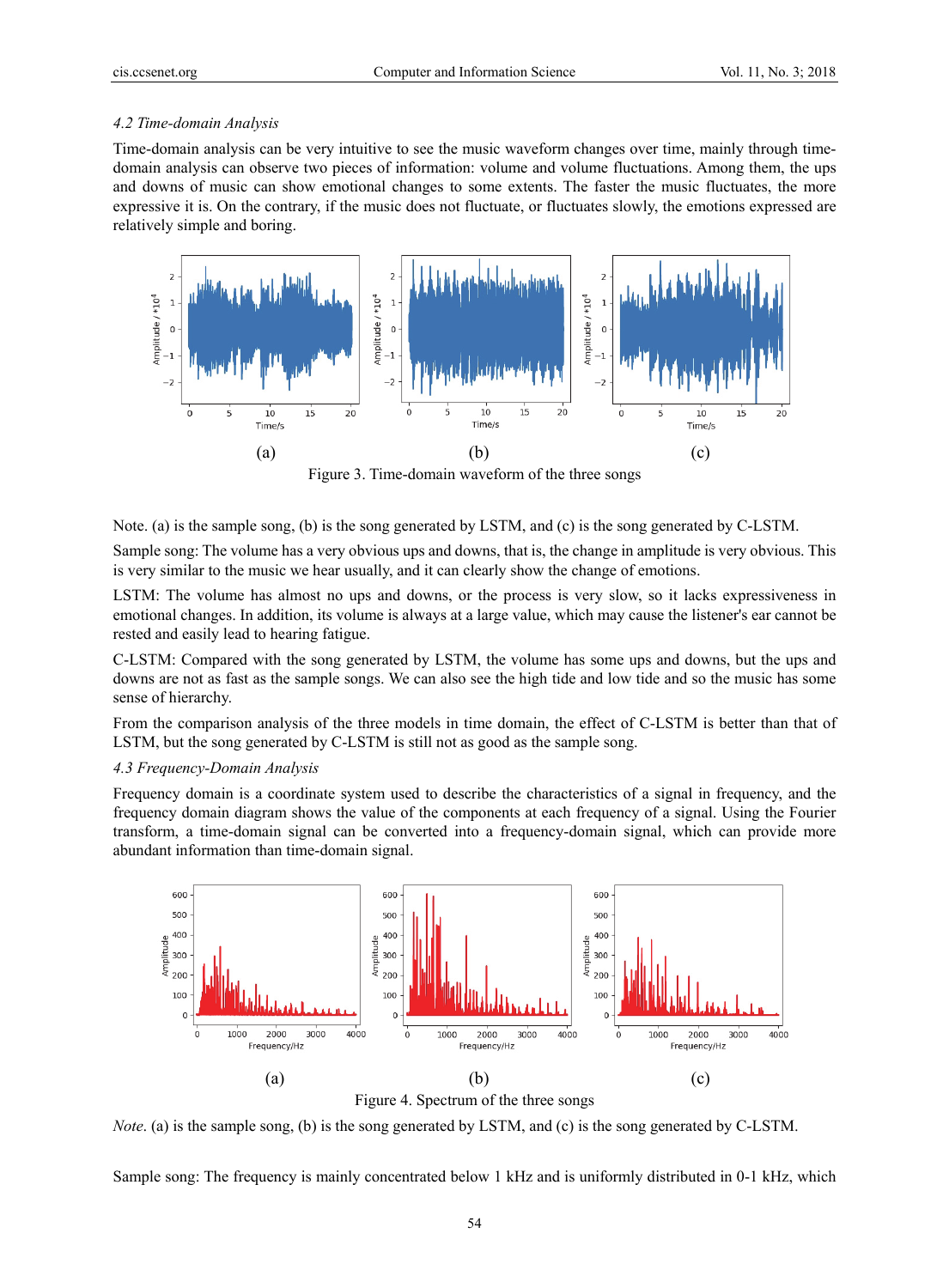### 4.2 Time-domain Analysis

Time-domain analysis can be very intuitive to see the music waveform changes over time, mainly through time-domain analysis can observe two pieces of information: volume and volume fluctuations. Among them, the ups and downs of music can show emotional changes to some extents. The faster the music fluctuates, the more expressive it is. On the contrary, if the music does not fluctuate, or fluctuates slowly, the emotions expressed are relatively simple and boring.

(a) (b) (c)

Figure 3. Time-domain waveform of the three songs

Note. (a) is the sample song, (b) is the song generated by LSTM, and (c) is the song generated by C-LSTM.

Sample song: The volume has a very obvious ups and downs, that is, the change in amplitude is very obvious. This is very similar to the music we hear usually, and it can clearly show the change of emotions.

LSTM: The volume has almost no ups and downs, or the process is very slow, so it lacks expressiveness in emotional changes. In addition, its volume is always at a large value, which may cause the listener's ear cannot be rested and easily lead to hearing fatigue.

C-LSTM: Compared with the song generated by LSTM, the volume has some ups and downs, but the ups and downs are not as fast as the sample songs. We can also see the high tide and low tide and so the music has some sense of hierarchy.

From the comparison analysis of the three models in time domain, the effect of C-LSTM is better than that of LSTM, but the song generated by C-LSTM is still not as good as the sample song.

### 4.3 Frequency-Domain Analysis

Frequency domain is a coordinate system used to describe the characteristics of a signal in frequency, and the frequency domain diagram shows the value of the components at each frequency of a signal. Using the Fourier transform, a time-domain signal can be converted into a frequency-domain signal, which can provide more abundant information than time-domain signal.

(a) (b) (c)

Figure 4. Spectrum of the three songs

*Note*. (a) is the sample song, (b) is the song generated by LSTM, and (c) is the song generated by C-LSTM.

Sample song: The frequency is mainly concentrated below 1 kHz and is uniformly distributed in 0-1 kHz, which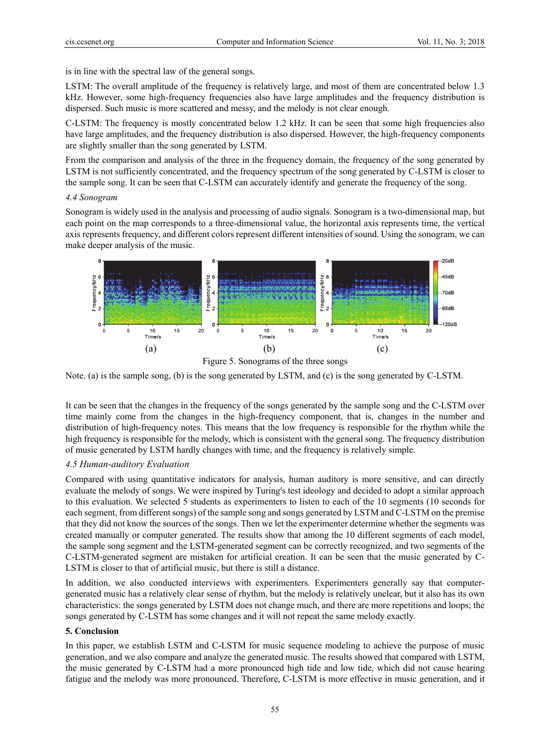is in line with the spectral law of the general songs.

LSTM: The overall amplitude of the frequency is relatively large, and most of them are concentrated below 1.3 kHz. However, some high-frequency frequencies also have large amplitudes and the frequency distribution is dispersed. Such music is more scattered and messy, and the melody is not clear enough.

C-LSTM: The frequency is mostly concentrated below 1.2 kHz. It can be seen that some high frequencies also have large amplitudes, and the frequency distribution is also dispersed. However, the high-frequency components are slightly smaller than the song generated by LSTM.

From the comparison and analysis of the three in the frequency domain, the frequency of the song generated by LSTM is not sufficiently concentrated, and the frequency spectrum of the song generated by C-LSTM is closer to the sample song. It can be seen that C-LSTM can accurately identify and generate the frequency of the song.

### *4.4 Sonogram*

Sonogram is widely used in the analysis and processing of audio signals. Sonogram is a two-dimensional map, but each point on the map corresponds to a three-dimensional value, the horizontal axis represents time, the vertical axis represents frequency, and different colors represent different intensities of sound. Using the sonogram, we can make deeper analysis of the music.

Figure 5. Sonograms of the three songs

Note. (a) is the sample song, (b) is the song generated by LSTM, and (c) is the song generated by C-LSTM.

It can be seen that the changes in the frequency of the songs generated by the sample song and the C-LSTM over time mainly come from the changes in the high-frequency component, that is, changes in the number and distribution of high-frequency notes. This means that the low frequency is responsible for the rhythm while the high frequency is responsible for the melody, which is consistent with the general song. The frequency distribution of music generated by LSTM hardly changes with time, and the frequency is relatively simple.

### *4.5 Human-auditory Evaluation*

Compared with using quantitative indicators for analysis, human auditory is more sensitive, and can directly evaluate the melody of songs. We were inspired by Turing's test ideology and decided to adopt a similar approach to this evaluation. We selected 5 students as experimenters to listen to each of the 10 segments (10 seconds for each segment, from different songs) of the sample song and songs generated by LSTM and C-LSTM on the premise that they did not know the sources of the songs. Then we let the experimenter determine whether the segments was created manually or computer generated. The results show that among the 10 different segments of each model, the sample song segment and the LSTM-generated segment can be correctly recognized, and two segments of the C-LSTM-generated segment are mistaken for artificial creation. It can be seen that the music generated by C-LSTM is closer to that of artificial music, but there is still a distance.

In addition, we also conducted interviews with experimenters. Experimenters generally say that computer-generated music has a relatively clear sense of rhythm, but the melody is relatively unclear, but it also has its own characteristics: the songs generated by LSTM does not change much, and there are more repetitions and loops; the songs generated by C-LSTM has some changes and it will not repeat the same melody exactly.

## 5. Conclusion

In this paper, we establish LSTM and C-LSTM for music sequence modeling to achieve the purpose of music generation, and we also compare and analyze the generated music. The results showed that compared with LSTM, the music generated by C-LSTM had a more pronounced high tide and low tide, which did not cause hearing fatigue and the melody was more pronounced. Therefore, C-LSTM is more effective in music generation, and it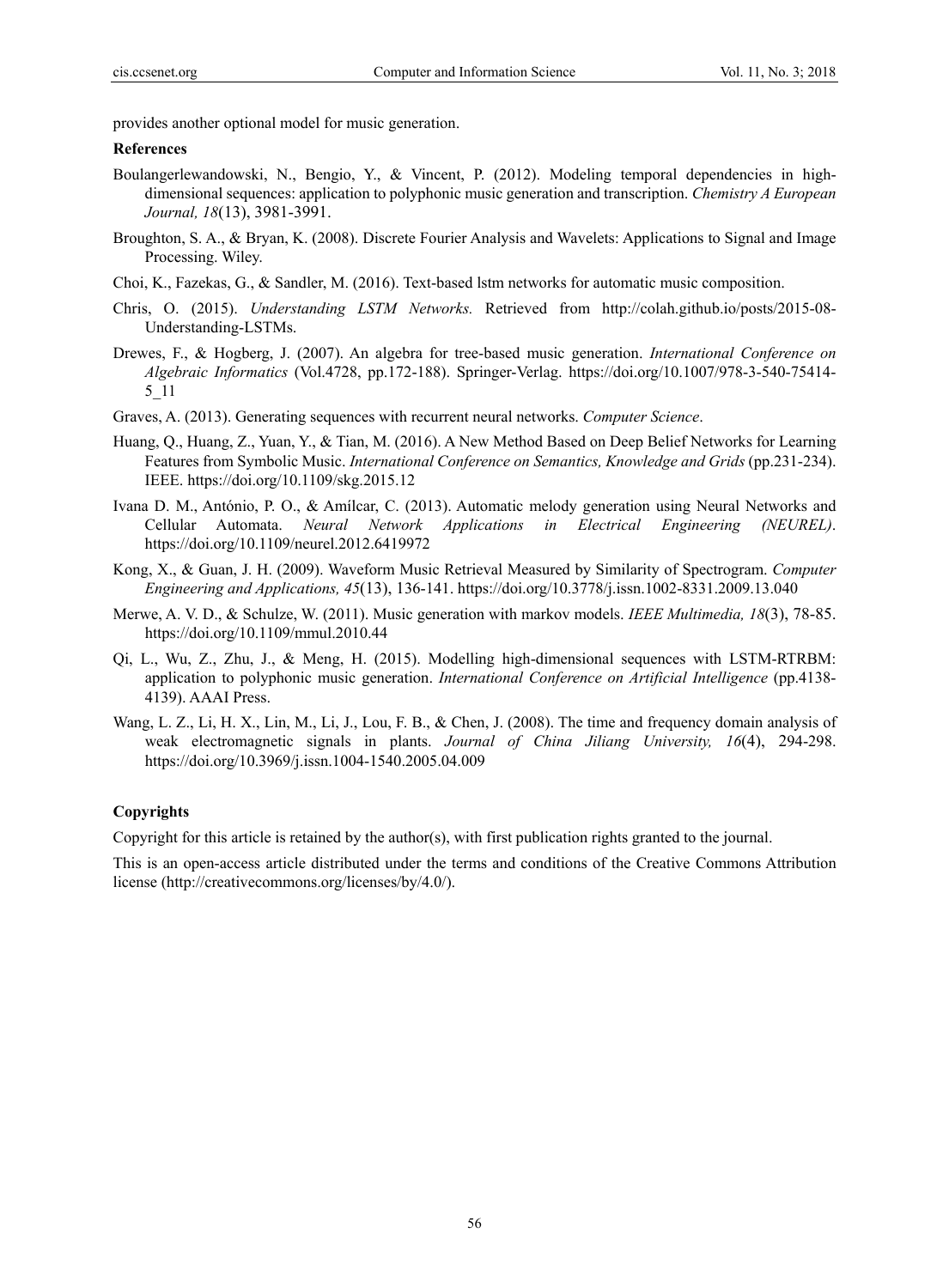provides another optional model for music generation.

## References

Boulangerlewandowski, N., Bengio, Y., & Vincent, P. (2012). Modeling temporal dependencies in high-dimensional sequences: application to polyphonic music generation and transcription. *Chemistry A European Journal, 18*(13), 3981-3991.

Broughton, S. A., & Bryan, K. (2008). Discrete Fourier Analysis and Wavelets: Applications to Signal and Image Processing. Wiley.

Choi, K., Fazekas, G., & Sandler, M. (2016). Text-based lstm networks for automatic music composition.

Chris, O. (2015). *Understanding LSTM Networks.* Retrieved from http://colah.github.io/posts/2015-08-Understanding-LSTMs.

Drewes, F., & Hogberg, J. (2007). An algebra for tree-based music generation. *International Conference on Algebraic Informatics* (Vol.4728, pp.172-188). Springer-Verlag. https://doi.org/10.1007/978-3-540-75414-5_11

Graves, A. (2013). Generating sequences with recurrent neural networks. *Computer Science*.

Huang, Q., Huang, Z., Yuan, Y., & Tian, M. (2016). A New Method Based on Deep Belief Networks for Learning Features from Symbolic Music. *International Conference on Semantics, Knowledge and Grids* (pp.231-234). IEEE. https://doi.org/10.1109/skg.2015.12

Ivana D. M., António, P. O., & Amílcar, C. (2013). Automatic melody generation using Neural Networks and Cellular Automata. *Neural Network Applications in Electrical Engineering (NEUREL)*. https://doi.org/10.1109/neurel.2012.6419972

Kong, X., & Guan, J. H. (2009). Waveform Music Retrieval Measured by Similarity of Spectrogram. *Computer Engineering and Applications, 45*(13), 136-141. https://doi.org/10.3778/j.issn.1002-8331.2009.13.040

Merwe, A. V. D., & Schulze, W. (2011). Music generation with markov models. *IEEE Multimedia, 18*(3), 78-85. https://doi.org/10.1109/mmul.2010.44

Qi, L., Wu, Z., Zhu, J., & Meng, H. (2015). Modelling high-dimensional sequences with LSTM-RTRBM: application to polyphonic music generation. *International Conference on Artificial Intelligence* (pp.4138-4139). AAAI Press.

Wang, L. Z., Li, H. X., Lin, M., Li, J., Lou, F. B., & Chen, J. (2008). The time and frequency domain analysis of weak electromagnetic signals in plants. *Journal of China Jiliang University, 16*(4), 294-298. https://doi.org/10.3969/j.issn.1004-1540.2005.04.009

## Copyrights

Copyright for this article is retained by the author(s), with first publication rights granted to the journal.

This is an open-access article distributed under the terms and conditions of the Creative Commons Attribution license (http://creativecommons.org/licenses/by/4.0/).